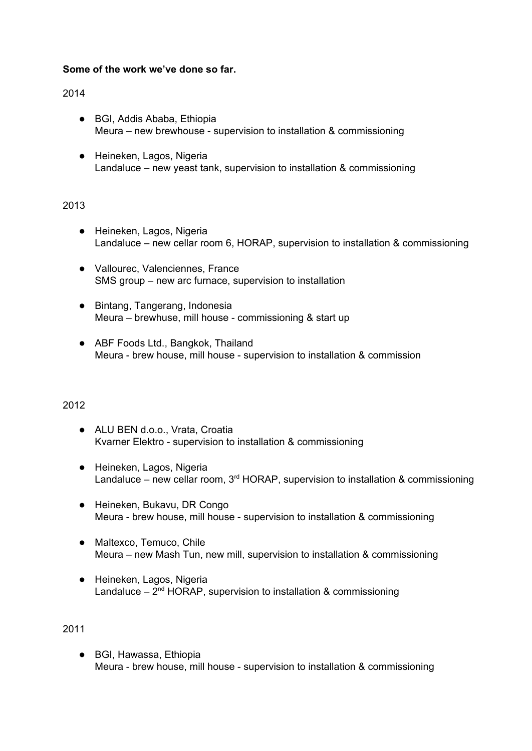**Some of the work we've done so far.**

2014

- BGI, Addis Ababa, Ethiopia
  Meura – new brewhouse - supervision to installation & commissioning

- Heineken, Lagos, Nigeria
  Landaluce – new yeast tank, supervision to installation & commissioning

2013

- Heineken, Lagos, Nigeria
  Landaluce – new cellar room 6, HORAP, supervision to installation & commissioning

- Vallourec, Valenciennes, France
  SMS group – new arc furnace, supervision to installation

- Bintang, Tangerang, Indonesia
  Meura – brewhuse, mill house - commissioning & start up

- ABF Foods Ltd., Bangkok, Thailand
  Meura - brew house, mill house - supervision to installation & commission

2012

- ALU BEN d.o.o., Vrata, Croatia
  Kvarner Elektro - supervision to installation & commissioning

- Heineken, Lagos, Nigeria
  Landaluce – new cellar room, 3rd HORAP, supervision to installation & commissioning

- Heineken, Bukavu, DR Congo
  Meura - brew house, mill house - supervision to installation & commissioning

- Maltexco, Temuco, Chile
  Meura – new Mash Tun, new mill, supervision to installation & commissioning

- Heineken, Lagos, Nigeria
  Landaluce – 2nd HORAP, supervision to installation & commissioning

2011

- BGI, Hawassa, Ethiopia
  Meura - brew house, mill house - supervision to installation & commissioning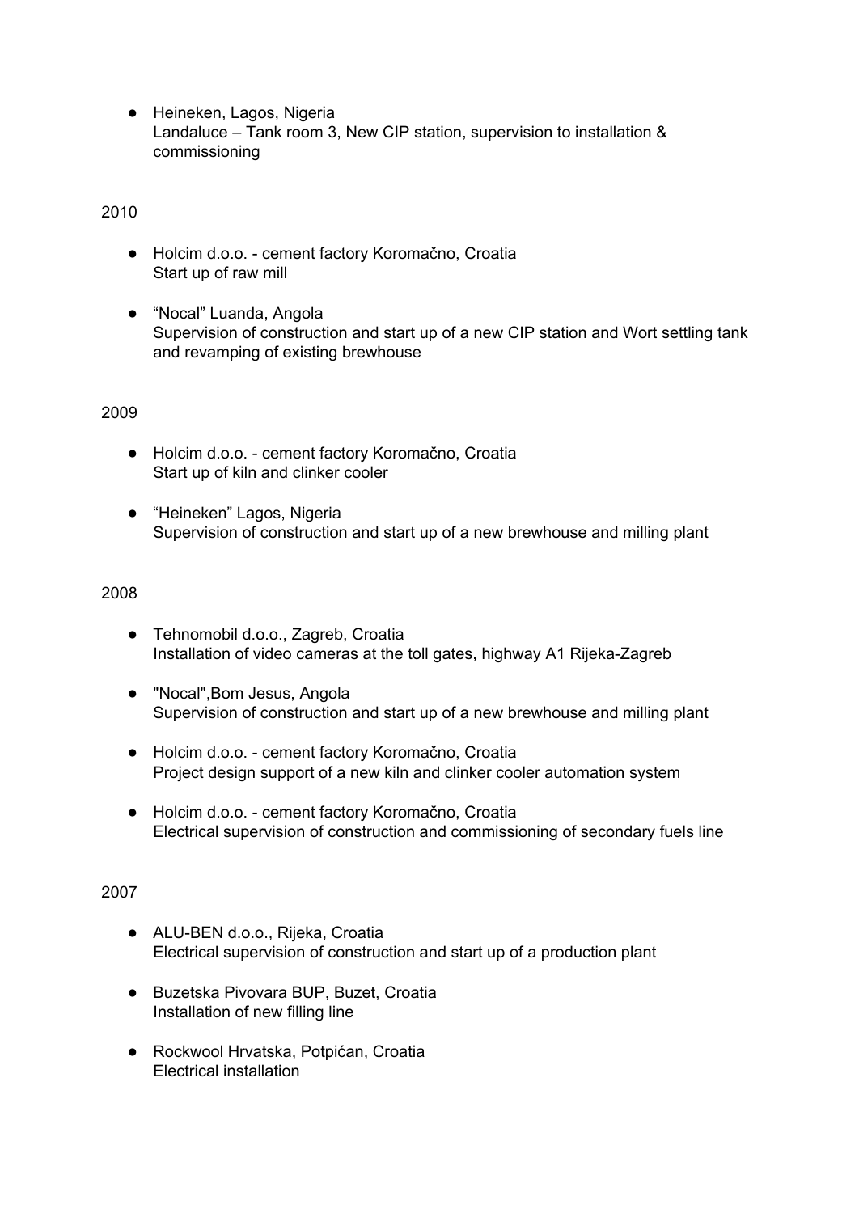- Heineken, Lagos, Nigeria
  Landaluce – Tank room 3, New CIP station, supervision to installation & commissioning

2010

- Holcim d.o.o. - cement factory Koromačno, Croatia
  Start up of raw mill

- “Nocal” Luanda, Angola
  Supervision of construction and start up of a new CIP station and Wort settling tank and revamping of existing brewhouse

2009

- Holcim d.o.o. - cement factory Koromačno, Croatia
  Start up of kiln and clinker cooler

- “Heineken” Lagos, Nigeria
  Supervision of construction and start up of a new brewhouse and milling plant

2008

- Tehnomobil d.o.o., Zagreb, Croatia
  Installation of video cameras at the toll gates, highway A1 Rijeka-Zagreb

- "Nocal",Bom Jesus, Angola
  Supervision of construction and start up of a new brewhouse and milling plant

- Holcim d.o.o. - cement factory Koromačno, Croatia
  Project design support of a new kiln and clinker cooler automation system

- Holcim d.o.o. - cement factory Koromačno, Croatia
  Electrical supervision of construction and commissioning of secondary fuels line

2007

- ALU-BEN d.o.o., Rijeka, Croatia
  Electrical supervision of construction and start up of a production plant

- Buzetska Pivovara BUP, Buzet, Croatia
  Installation of new filling line

- Rockwool Hrvatska, Potpićan, Croatia
  Electrical installation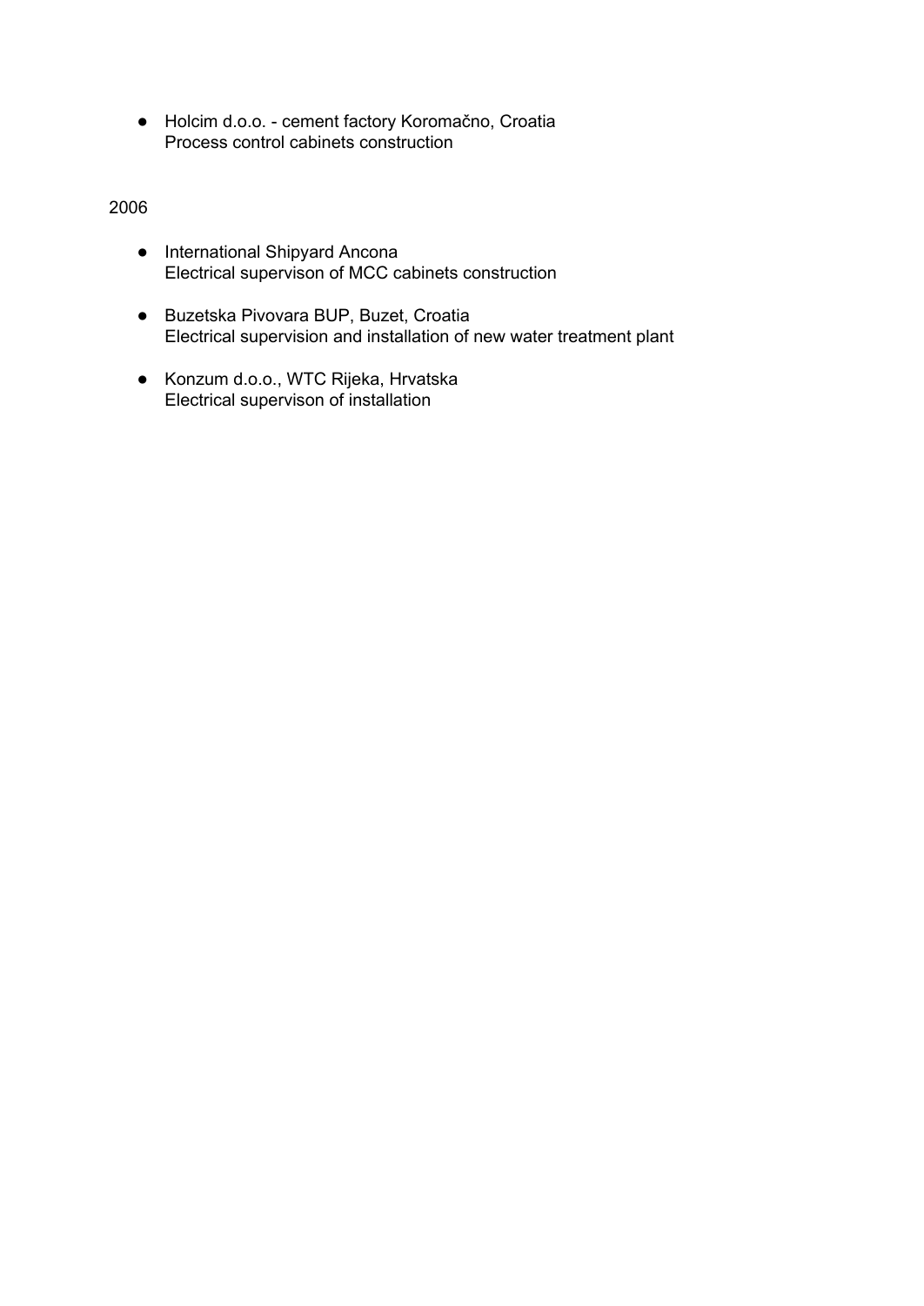- Holcim d.o.o. - cement factory Koromačno, Croatia
  Process control cabinets construction

2006

- International Shipyard Ancona
  Electrical supervison of MCC cabinets construction

- Buzetska Pivovara BUP, Buzet, Croatia
  Electrical supervision and installation of new water treatment plant

- Konzum d.o.o., WTC Rijeka, Hrvatska
  Electrical supervison of installation